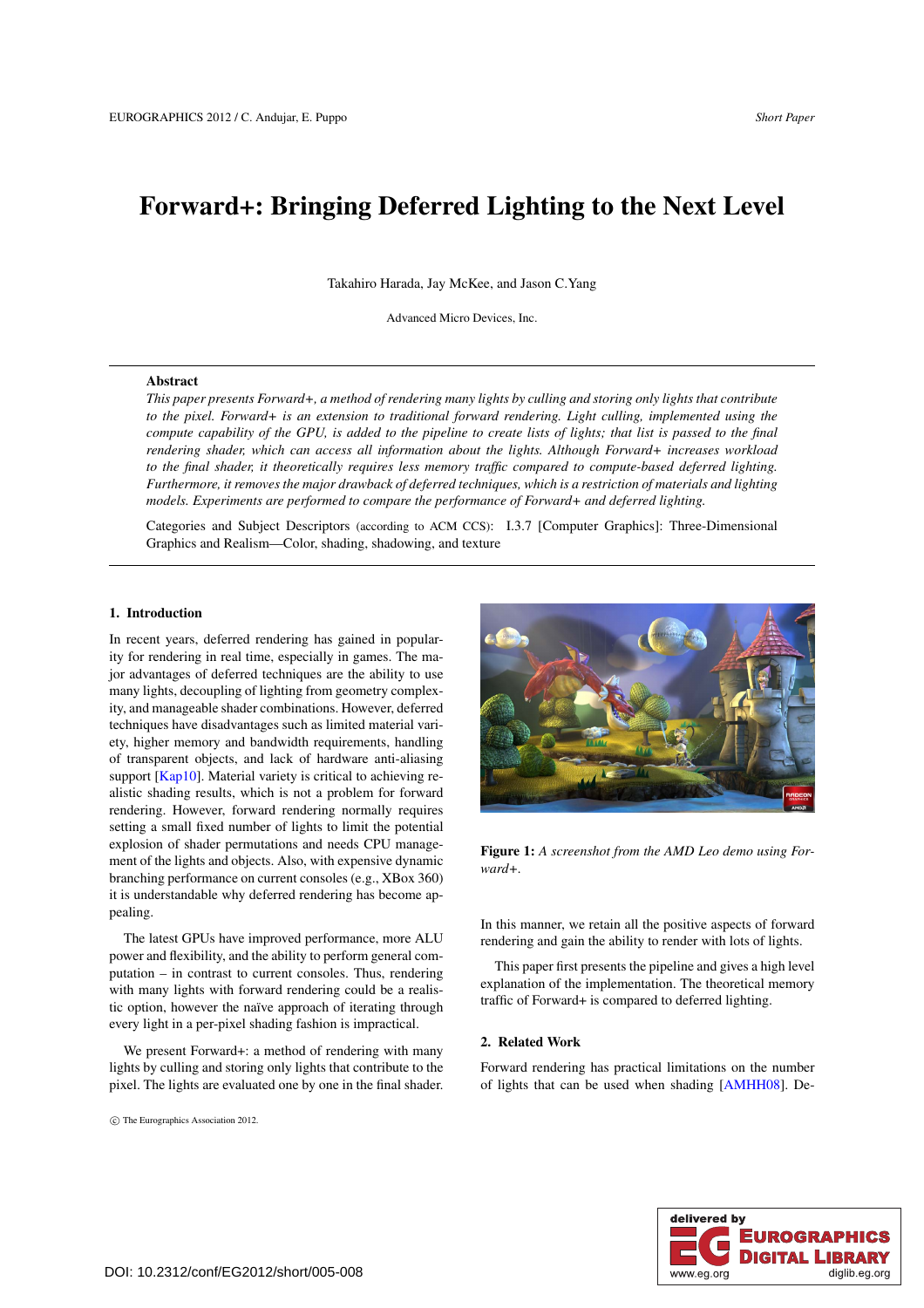# Forward+: Bringing Deferred Lighting to the Next Level

Takahiro Harada, Jay McKee, and Jason C.Yang

Advanced Micro Devices, Inc.

---

**Abstract**

*This paper presents Forward+, a method of rendering many lights by culling and storing only lights that contribute to the pixel. Forward+ is an extension to traditional forward rendering. Light culling, implemented using the compute capability of the GPU, is added to the pipeline to create lists of lights; that list is passed to the final rendering shader, which can access all information about the lights. Although Forward+ increases workload to the final shader, it theoretically requires less memory traffic compared to compute-based deferred lighting. Furthermore, it removes the major drawback of deferred techniques, which is a restriction of materials and lighting models. Experiments are performed to compare the performance of Forward+ and deferred lighting.*

Categories and Subject Descriptors (according to ACM CCS): I.3.7 [Computer Graphics]: Three-Dimensional Graphics and Realism—Color, shading, shadowing, and texture

---

## 1. Introduction

In recent years, deferred rendering has gained in popularity for rendering in real time, especially in games. The major advantages of deferred techniques are the ability to use many lights, decoupling of lighting from geometry complexity, and manageable shader combinations. However, deferred techniques have disadvantages such as limited material variety, higher memory and bandwidth requirements, handling of transparent objects, and lack of hardware anti-aliasing support [Kap10]. Material variety is critical to achieving realistic shading results, which is not a problem for forward rendering. However, forward rendering normally requires setting a small fixed number of lights to limit the potential explosion of shader permutations and needs CPU management of the lights and objects. Also, with expensive dynamic branching performance on current consoles (e.g., XBox 360) it is understandable why deferred rendering has become appealing.

The latest GPUs have improved performance, more ALU power and flexibility, and the ability to perform general computation – in contrast to current consoles. Thus, rendering with many lights with forward rendering could be a realistic option, however the naïve approach of iterating through every light in a per-pixel shading fashion is impractical.

We present Forward+: a method of rendering with many lights by culling and storing only lights that contribute to the pixel. The lights are evaluated one by one in the final shader. In this manner, we retain all the positive aspects of forward rendering and gain the ability to render with lots of lights.

**Figure 1:** *A screenshot from the AMD Leo demo using Forward+.*

This paper first presents the pipeline and gives a high level explanation of the implementation. The theoretical memory traffic of Forward+ is compared to deferred lighting.

## 2. Related Work

Forward rendering has practical limitations on the number of lights that can be used when shading [AMHH08]. De-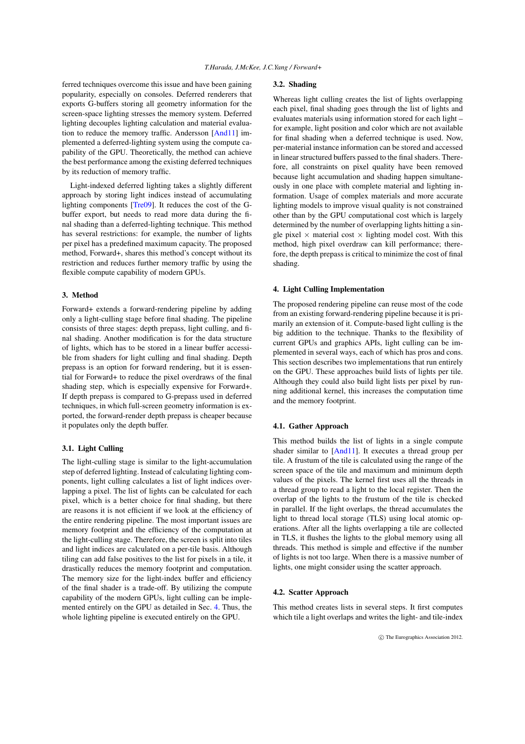ferred techniques overcome this issue and have been gaining popularity, especially on consoles. Deferred renderers that exports G-buffers storing all geometry information for the screen-space lighting stresses the memory system. Deferred lighting decouples lighting calculation and material evaluation to reduce the memory traffic. Andersson [And11] implemented a deferred-lighting system using the compute capability of the GPU. Theoretically, the method can achieve the best performance among the existing deferred techniques by its reduction of memory traffic.

Light-indexed deferred lighting takes a slightly different approach by storing light indices instead of accumulating lighting components [Tre09]. It reduces the cost of the G-buffer export, but needs to read more data during the final shading than a deferred-lighting technique. This method has several restrictions: for example, the number of lights per pixel has a predefined maximum capacity. The proposed method, Forward+, shares this method's concept without its restriction and reduces further memory traffic by using the flexible compute capability of modern GPUs.

## 3. Method

Forward+ extends a forward-rendering pipeline by adding only a light-culling stage before final shading. The pipeline consists of three stages: depth prepass, light culling, and final shading. Another modification is for the data structure of lights, which has to be stored in a linear buffer accessible from shaders for light culling and final shading. Depth prepass is an option for forward rendering, but it is essential for Forward+ to reduce the pixel overdraws of the final shading step, which is especially expensive for Forward+. If depth prepass is compared to G-prepass used in deferred techniques, in which full-screen geometry information is exported, the forward-render depth prepass is cheaper because it populates only the depth buffer.

### 3.1. Light Culling

The light-culling stage is similar to the light-accumulation step of deferred lighting. Instead of calculating lighting components, light culling calculates a list of light indices overlapping a pixel. The list of lights can be calculated for each pixel, which is a better choice for final shading, but there are reasons it is not efficient if we look at the efficiency of the entire rendering pipeline. The most important issues are memory footprint and the efficiency of the computation at the light-culling stage. Therefore, the screen is split into tiles and light indices are calculated on a per-tile basis. Although tiling can add false positives to the list for pixels in a tile, it drastically reduces the memory footprint and computation. The memory size for the light-index buffer and efficiency of the final shader is a trade-off. By utilizing the compute capability of the modern GPUs, light culling can be implemented entirely on the GPU as detailed in Sec. 4. Thus, the whole lighting pipeline is executed entirely on the GPU.

### 3.2. Shading

Whereas light culling creates the list of lights overlapping each pixel, final shading goes through the list of lights and evaluates materials using information stored for each light – for example, light position and color which are not available for final shading when a deferred technique is used. Now, per-material instance information can be stored and accessed in linear structured buffers passed to the final shaders. Therefore, all constraints on pixel quality have been removed because light accumulation and shading happen simultaneously in one place with complete material and lighting information. Usage of complex materials and more accurate lighting models to improve visual quality is not constrained other than by the GPU computational cost which is largely determined by the number of overlapping lights hitting a single pixel $\times$ material cost $\times$ lighting model cost. With this method, high pixel overdraw can kill performance; therefore, the depth prepass is critical to minimize the cost of final shading.

## 4. Light Culling Implementation

The proposed rendering pipeline can reuse most of the code from an existing forward-rendering pipeline because it is primarily an extension of it. Compute-based light culling is the big addition to the technique. Thanks to the flexibility of current GPUs and graphics APIs, light culling can be implemented in several ways, each of which has pros and cons. This section describes two implementations that run entirely on the GPU. These approaches build lists of lights per tile. Although they could also build light lists per pixel by running additional kernel, this increases the computation time and the memory footprint.

### 4.1. Gather Approach

This method builds the list of lights in a single compute shader similar to [And11]. It executes a thread group per tile. A frustum of the tile is calculated using the range of the screen space of the tile and maximum and minimum depth values of the pixels. The kernel first uses all the threads in a thread group to read a light to the local register. Then the overlap of the lights to the frustum of the tile is checked in parallel. If the light overlaps, the thread accumulates the light to thread local storage (TLS) using local atomic operations. After all the lights overlapping a tile are collected in TLS, it flushes the lights to the global memory using all threads. This method is simple and effective if the number of lights is not too large. When there is a massive number of lights, one might consider using the scatter approach.

### 4.2. Scatter Approach

This method creates lists in several steps. It first computes which tile a light overlaps and writes the light- and tile-index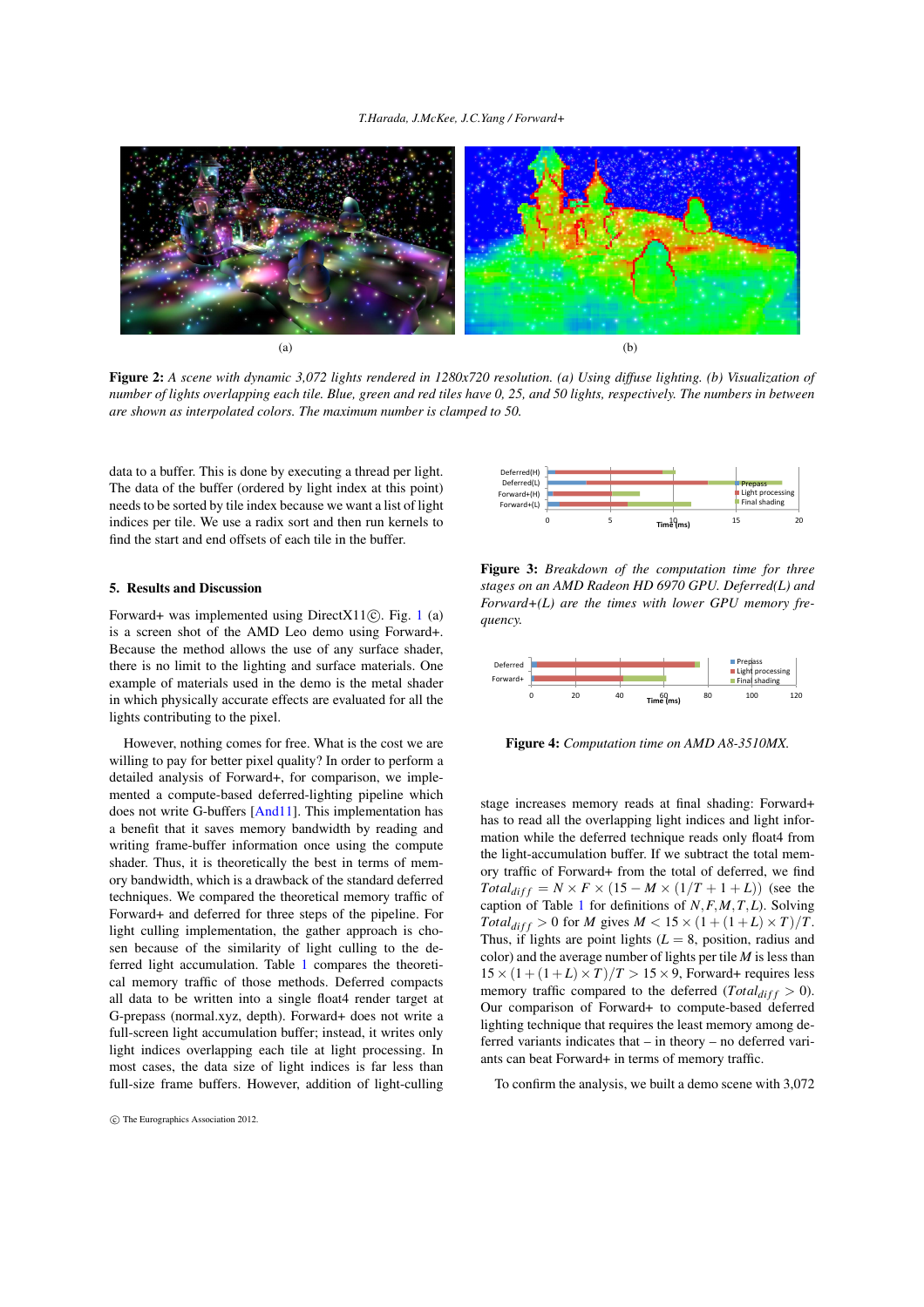(a)

(b)

**Figure 2:** *A scene with dynamic 3,072 lights rendered in 1280x720 resolution. (a) Using diffuse lighting. (b) Visualization of number of lights overlapping each tile. Blue, green and red tiles have 0, 25, and 50 lights, respectively. The numbers in between are shown as interpolated colors. The maximum number is clamped to 50.*

data to a buffer. This is done by executing a thread per light. The data of the buffer (ordered by light index at this point) needs to be sorted by tile index because we want a list of light indices per tile. We use a radix sort and then run kernels to find the start and end offsets of each tile in the buffer.

## 5. Results and Discussion

Forward+ was implemented using DirectX11©. Fig. 1 (a) is a screen shot of the AMD Leo demo using Forward+. Because the method allows the use of any surface shader, there is no limit to the lighting and surface materials. One example of materials used in the demo is the metal shader in which physically accurate effects are evaluated for all the lights contributing to the pixel.

However, nothing comes for free. What is the cost we are willing to pay for better pixel quality? In order to perform a detailed analysis of Forward+, for comparison, we implemented a compute-based deferred-lighting pipeline which does not write G-buffers [And11]. This implementation has a benefit that it saves memory bandwidth by reading and writing frame-buffer information once using the compute shader. Thus, it is theoretically the best in terms of memory bandwidth, which is a drawback of the standard deferred techniques. We compared the theoretical memory traffic of Forward+ and deferred for three steps of the pipeline. For light culling implementation, the gather approach is chosen because of the similarity of light culling to the deferred light accumulation. Table 1 compares the theoretical memory traffic of those methods. Deferred compacts all data to be written into a single float4 render target at G-prepass (normal.xyz, depth). Forward+ does not write a full-screen light accumulation buffer; instead, it writes only light indices overlapping each tile at light processing. In most cases, the data size of light indices is far less than full-size frame buffers. However, addition of light-culling stage increases memory reads at final shading: Forward+ has to read all the overlapping light indices and light information while the deferred technique reads only float4 from the light-accumulation buffer. If we subtract the total memory traffic of Forward+ from the total of deferred, we find $Total_{diff} = N \times F \times (15 - M \times (1/T + 1 + L))$ (see the caption of Table 1 for definitions of $N, F, M, T, L$). Solving $Total_{diff} > 0$ for $M$ gives $M < 15 \times (1 + (1 + L) \times T)/T$. Thus, if lights are point lights ($L = 8$, position, radius and color) and the average number of lights per tile $M$ is less than $15 \times (1 + (1 + L) \times T)/T > 15 \times 9$, Forward+ requires less memory traffic compared to the deferred ($Total_{diff} > 0$). Our comparison of Forward+ to compute-based deferred lighting technique that requires the least memory among deferred variants indicates that – in theory – no deferred variants can beat Forward+ in terms of memory traffic.

To confirm the analysis, we built a demo scene with 3,072

**Figure 3:** *Breakdown of the computation time for three stages on an AMD Radeon HD 6970 GPU. Deferred(L) and Forward+(L) are the times with lower GPU memory frequency.*

**Figure 4:** *Computation time on AMD A8-3510MX.*

© The Eurographics Association 2012.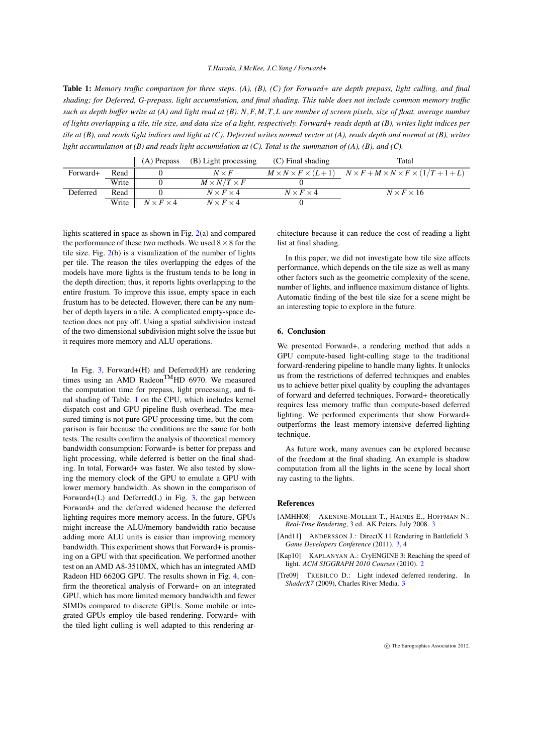**Table 1:** *Memory traffic comparison for three steps. (A), (B), (C) for Forward+ are depth prepass, light culling, and final shading; for Deferred, G-prepass, light accumulation, and final shading. This table does not include common memory traffic such as depth buffer write at (A) and light read at (B). $N,F,M,T,L$ are number of screen pixels, size of float, average number of lights overlapping a tile, tile size, and data size of a light, respectively. Forward+ reads depth at (B), writes light indices per tile at (B), and reads light indices and light at (C). Deferred writes normal vector at (A), reads depth and normal at (B), writes light accumulation at (B) and reads light accumulation at (C). Total is the summation of (A), (B), and (C).*

| | | (A) Prepass | (B) Light processing | (C) Final shading | Total |
|---|---|---|---|---|---|
| Forward+ | Read | 0 | $N \times F$ | $M \times N \times F \times (L+1)$ | $N \times F + M \times N \times F \times (1/T + 1 + L)$ |
| | Write | 0 | $M \times N/T \times F$ | 0 | |
| Deferred | Read | 0 | $N \times F \times 4$ | $N \times F \times 4$ | $N \times F \times 16$ |
| | Write | $N \times F \times 4$ | $N \times F \times 4$ | 0 | |

lights scattered in space as shown in Fig. 2(a) and compared the performance of these two methods. We used $8 \times 8$ for the tile size. Fig. 2(b) is a visualization of the number of lights per tile. The reason the tiles overlapping the edges of the models have more lights is the frustum tends to be long in the depth direction; thus, it reports lights overlapping to the entire frustum. To improve this issue, empty space in each frustum has to be detected. However, there can be any number of depth layers in a tile. A complicated empty-space detection does not pay off. Using a spatial subdivision instead of the two-dimensional subdivision might solve the issue but it requires more memory and ALU operations.

In Fig. 3, Forward+(H) and Deferred(H) are rendering times using an AMD Radeon™HD 6970. We measured the computation time for prepass, light processing, and final shading of Table. 1 on the CPU, which includes kernel dispatch cost and GPU pipeline flush overhead. The measured timing is not pure GPU processing time, but the comparison is fair because the conditions are the same for both tests. The results confirm the analysis of theoretical memory bandwidth consumption: Forward+ is better for prepass and light processing, while deferred is better on the final shading. In total, Forward+ was faster. We also tested by slowing the memory clock of the GPU to emulate a GPU with lower memory bandwidth. As shown in the comparison of Forward+(L) and Deferred(L) in Fig. 3, the gap between Forward+ and the deferred widened because the deferred lighting requires more memory access. In the future, GPUs might increase the ALU/memory bandwidth ratio because adding more ALU units is easier than improving memory bandwidth. This experiment shows that Forward+ is promising on a GPU with that specification. We performed another test on an AMD A8-3510MX, which has an integrated AMD Radeon HD 6620G GPU. The results shown in Fig. 4, confirm the theoretical analysis of Forward+ on an integrated GPU, which has more limited memory bandwidth and fewer SIMDs compared to discrete GPUs. Some mobile or integrated GPUs employ tile-based rendering. Forward+ with the tiled light culling is well adapted to this rendering architecture because it can reduce the cost of reading a light list at final shading.

In this paper, we did not investigate how tile size affects performance, which depends on the tile size as well as many other factors such as the geometric complexity of the scene, number of lights, and influence maximum distance of lights. Automatic finding of the best tile size for a scene might be an interesting topic to explore in the future.

## 6. Conclusion

We presented Forward+, a rendering method that adds a GPU compute-based light-culling stage to the traditional forward-rendering pipeline to handle many lights. It unlocks us from the restrictions of deferred techniques and enables us to achieve better pixel quality by coupling the advantages of forward and deferred techniques. Forward+ theoretically requires less memory traffic than compute-based deferred lighting. We performed experiments that show Forward+ outperforms the least memory-intensive deferred-lighting technique.

As future work, many avenues can be explored because of the freedom at the final shading. An example is shadow computation from all the lights in the scene by local short ray casting to the lights.

## References

[AMHH08] AKENINE-MOLLER T., HAINES E., HOFFMAN N.: *Real-Time Rendering*, 3 ed. AK Peters, July 2008. 3

[And11] ANDERSSON J.: DirectX 11 Rendering in Battlefield 3. *Game Developers Conference* (2011). 3, 4

[Kap10] KAPLANYAN A.: CryENGINE 3: Reaching the speed of light. *ACM SIGGRAPH 2010 Courses* (2010). 2

[Tre09] TREBILCO D.: Light indexed deferred rendering. In *ShaderX7* (2009), Charles River Media. 3